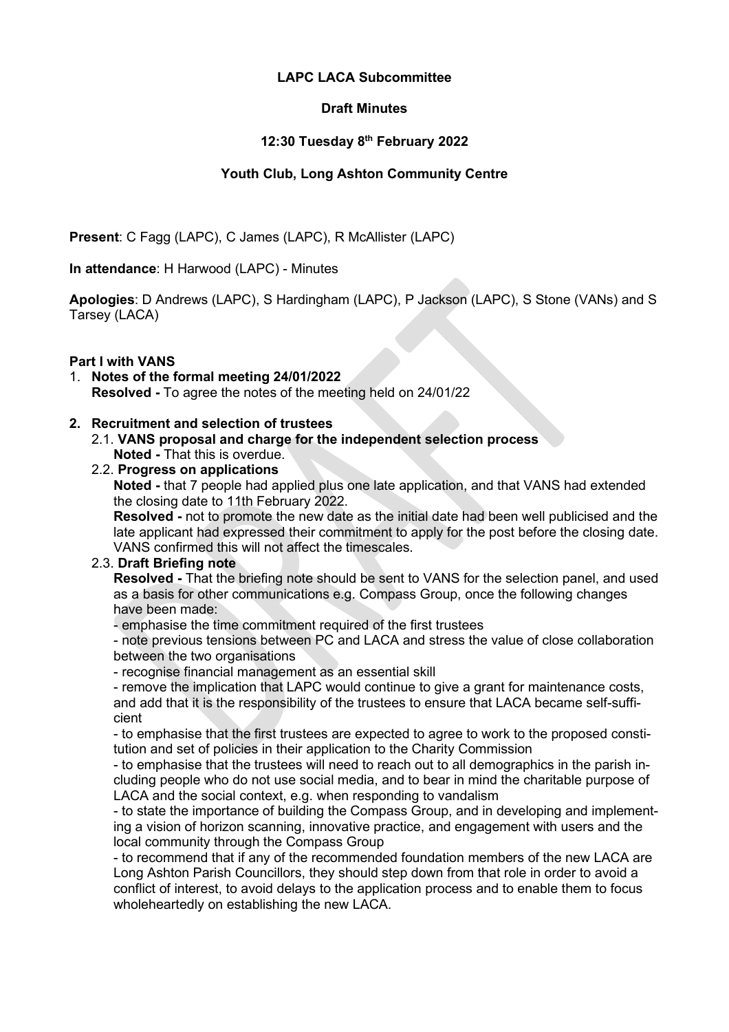**LAPC LACA Subcommittee**

**Draft Minutes**

**12:30 Tuesday 8th February 2022**

**Youth Club, Long Ashton Community Centre**

**Present**: C Fagg (LAPC), C James (LAPC), R McAllister (LAPC)

**In attendance**: H Harwood (LAPC) - Minutes

**Apologies**: D Andrews (LAPC), S Hardingham (LAPC), P Jackson (LAPC), S Stone (VANs) and S Tarsey (LACA)

**Part I with VANS**

1. **Notes of the formal meeting 24/01/2022**
   **Resolved -** To agree the notes of the meeting held on 24/01/22

2. **Recruitment and selection of trustees**
   2.1. **VANS proposal and charge for the independent selection process**
   **Noted -** That this is overdue.
   2.2. **Progress on applications**
   **Noted -** that 7 people had applied plus one late application, and that VANS had extended the closing date to 11th February 2022.
   **Resolved -** not to promote the new date as the initial date had been well publicised and the late applicant had expressed their commitment to apply for the post before the closing date. VANS confirmed this will not affect the timescales.
   2.3. **Draft Briefing note**
   **Resolved -** That the briefing note should be sent to VANS for the selection panel, and used as a basis for other communications e.g. Compass Group, once the following changes have been made:
   - emphasise the time commitment required of the first trustees
   - note previous tensions between PC and LACA and stress the value of close collaboration between the two organisations
   - recognise financial management as an essential skill
   - remove the implication that LAPC would continue to give a grant for maintenance costs, and add that it is the responsibility of the trustees to ensure that LACA became self-sufficient
   - to emphasise that the first trustees are expected to agree to work to the proposed constitution and set of policies in their application to the Charity Commission
   - to emphasise that the trustees will need to reach out to all demographics in the parish including people who do not use social media, and to bear in mind the charitable purpose of LACA and the social context, e.g. when responding to vandalism
   - to state the importance of building the Compass Group, and in developing and implementing a vision of horizon scanning, innovative practice, and engagement with users and the local community through the Compass Group
   - to recommend that if any of the recommended foundation members of the new LACA are Long Ashton Parish Councillors, they should step down from that role in order to avoid a conflict of interest, to avoid delays to the application process and to enable them to focus wholeheartedly on establishing the new LACA.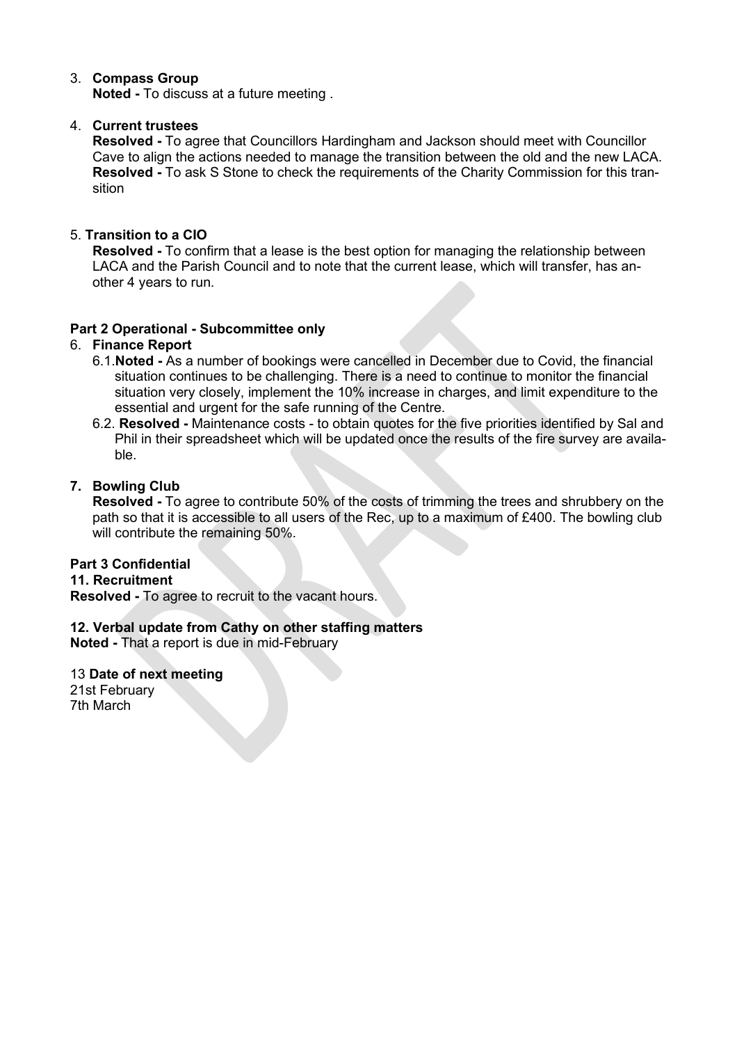3. **Compass Group**

   **Noted -** To discuss at a future meeting .

4. **Current trustees**

   **Resolved -** To agree that Councillors Hardingham and Jackson should meet with Councillor Cave to align the actions needed to manage the transition between the old and the new LACA.

   **Resolved -** To ask S Stone to check the requirements of the Charity Commission for this transition

5. **Transition to a CIO**

   **Resolved -** To confirm that a lease is the best option for managing the relationship between LACA and the Parish Council and to note that the current lease, which will transfer, has another 4 years to run.

**Part 2 Operational - Subcommittee only**

6. **Finance Report**

   6.1. **Noted -** As a number of bookings were cancelled in December due to Covid, the financial situation continues to be challenging. There is a need to continue to monitor the financial situation very closely, implement the 10% increase in charges, and limit expenditure to the essential and urgent for the safe running of the Centre.

   6.2. **Resolved -** Maintenance costs - to obtain quotes for the five priorities identified by Sal and Phil in their spreadsheet which will be updated once the results of the fire survey are available.

7. **Bowling Club**

   **Resolved -** To agree to contribute 50% of the costs of trimming the trees and shrubbery on the path so that it is accessible to all users of the Rec, up to a maximum of £400. The bowling club will contribute the remaining 50%.

**Part 3 Confidential**

**11. Recruitment**

**Resolved -** To agree to recruit to the vacant hours.

**12. Verbal update from Cathy on other staffing matters**

**Noted -** That a report is due in mid-February

13 **Date of next meeting**

21st February
7th March